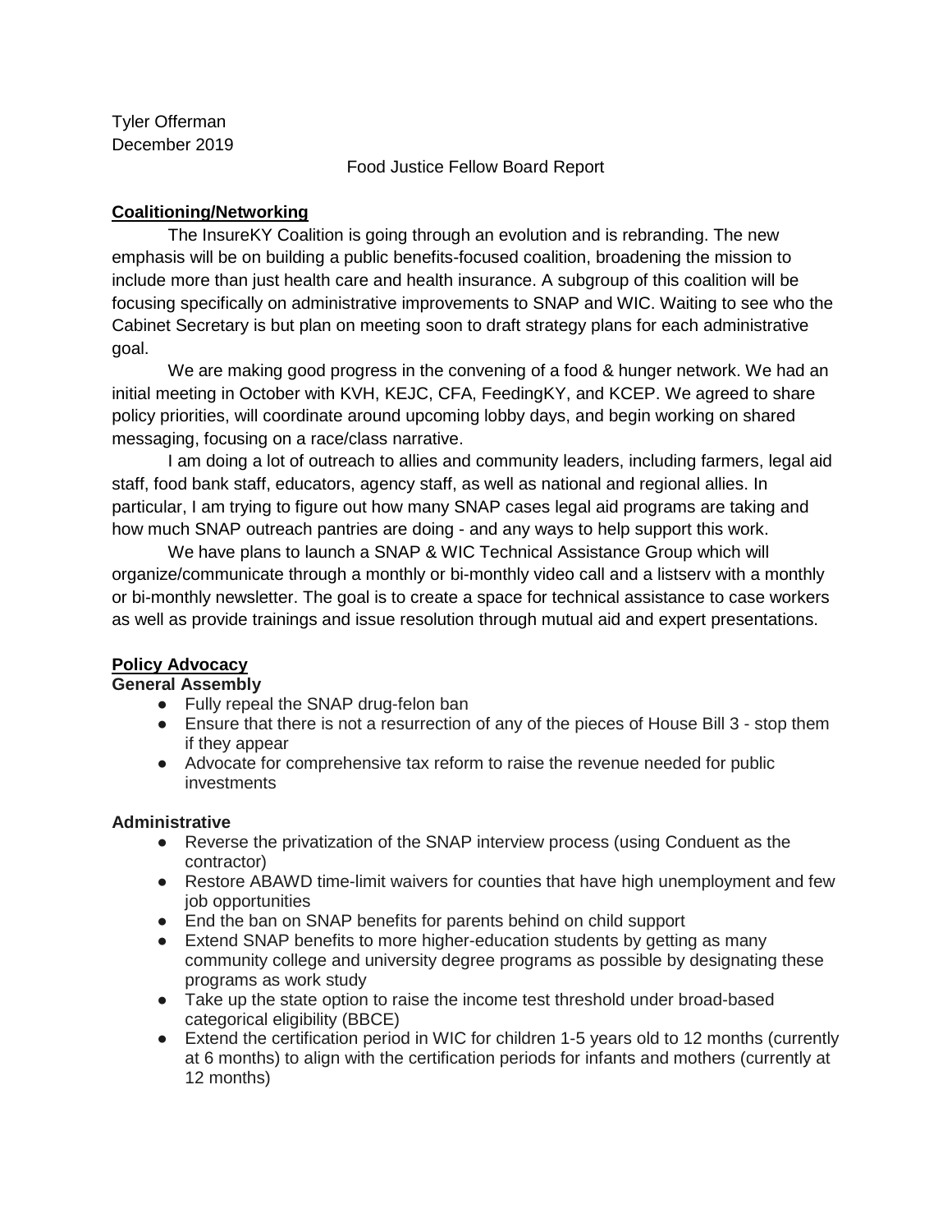Tyler Offerman
December 2019

Food Justice Fellow Board Report

## Coalitioning/Networking

The InsureKY Coalition is going through an evolution and is rebranding. The new emphasis will be on building a public benefits-focused coalition, broadening the mission to include more than just health care and health insurance. A subgroup of this coalition will be focusing specifically on administrative improvements to SNAP and WIC. Waiting to see who the Cabinet Secretary is but plan on meeting soon to draft strategy plans for each administrative goal.

We are making good progress in the convening of a food & hunger network. We had an initial meeting in October with KVH, KEJC, CFA, FeedingKY, and KCEP. We agreed to share policy priorities, will coordinate around upcoming lobby days, and begin working on shared messaging, focusing on a race/class narrative.

I am doing a lot of outreach to allies and community leaders, including farmers, legal aid staff, food bank staff, educators, agency staff, as well as national and regional allies. In particular, I am trying to figure out how many SNAP cases legal aid programs are taking and how much SNAP outreach pantries are doing - and any ways to help support this work.

We have plans to launch a SNAP & WIC Technical Assistance Group which will organize/communicate through a monthly or bi-monthly video call and a listserv with a monthly or bi-monthly newsletter. The goal is to create a space for technical assistance to case workers as well as provide trainings and issue resolution through mutual aid and expert presentations.

## Policy Advocacy

### General Assembly

- Fully repeal the SNAP drug-felon ban
- Ensure that there is not a resurrection of any of the pieces of House Bill 3 - stop them if they appear
- Advocate for comprehensive tax reform to raise the revenue needed for public investments

### Administrative

- Reverse the privatization of the SNAP interview process (using Conduent as the contractor)
- Restore ABAWD time-limit waivers for counties that have high unemployment and few job opportunities
- End the ban on SNAP benefits for parents behind on child support
- Extend SNAP benefits to more higher-education students by getting as many community college and university degree programs as possible by designating these programs as work study
- Take up the state option to raise the income test threshold under broad-based categorical eligibility (BBCE)
- Extend the certification period in WIC for children 1-5 years old to 12 months (currently at 6 months) to align with the certification periods for infants and mothers (currently at 12 months)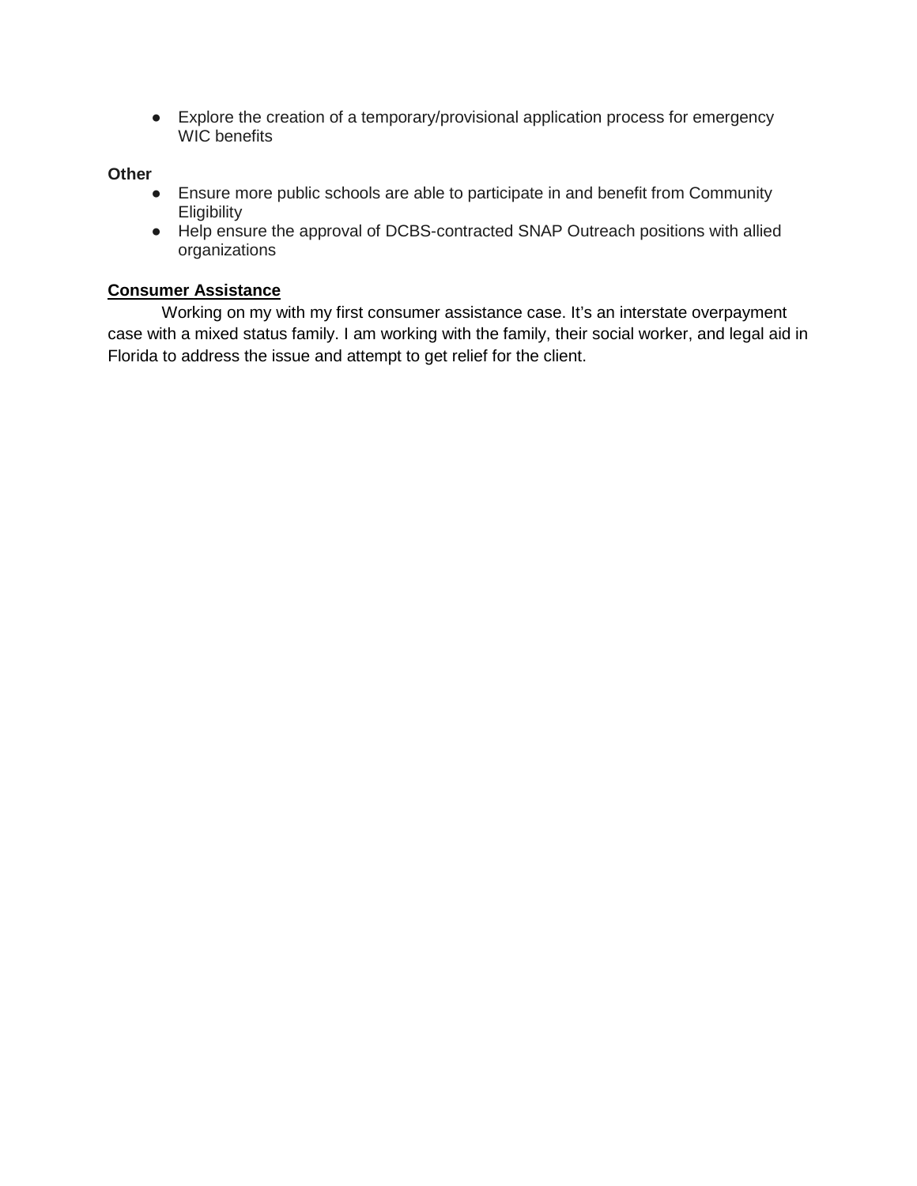- Explore the creation of a temporary/provisional application process for emergency WIC benefits

**Other**

- Ensure more public schools are able to participate in and benefit from Community Eligibility
- Help ensure the approval of DCBS-contracted SNAP Outreach positions with allied organizations

**Consumer Assistance**

Working on my with my first consumer assistance case. It's an interstate overpayment case with a mixed status family. I am working with the family, their social worker, and legal aid in Florida to address the issue and attempt to get relief for the client.